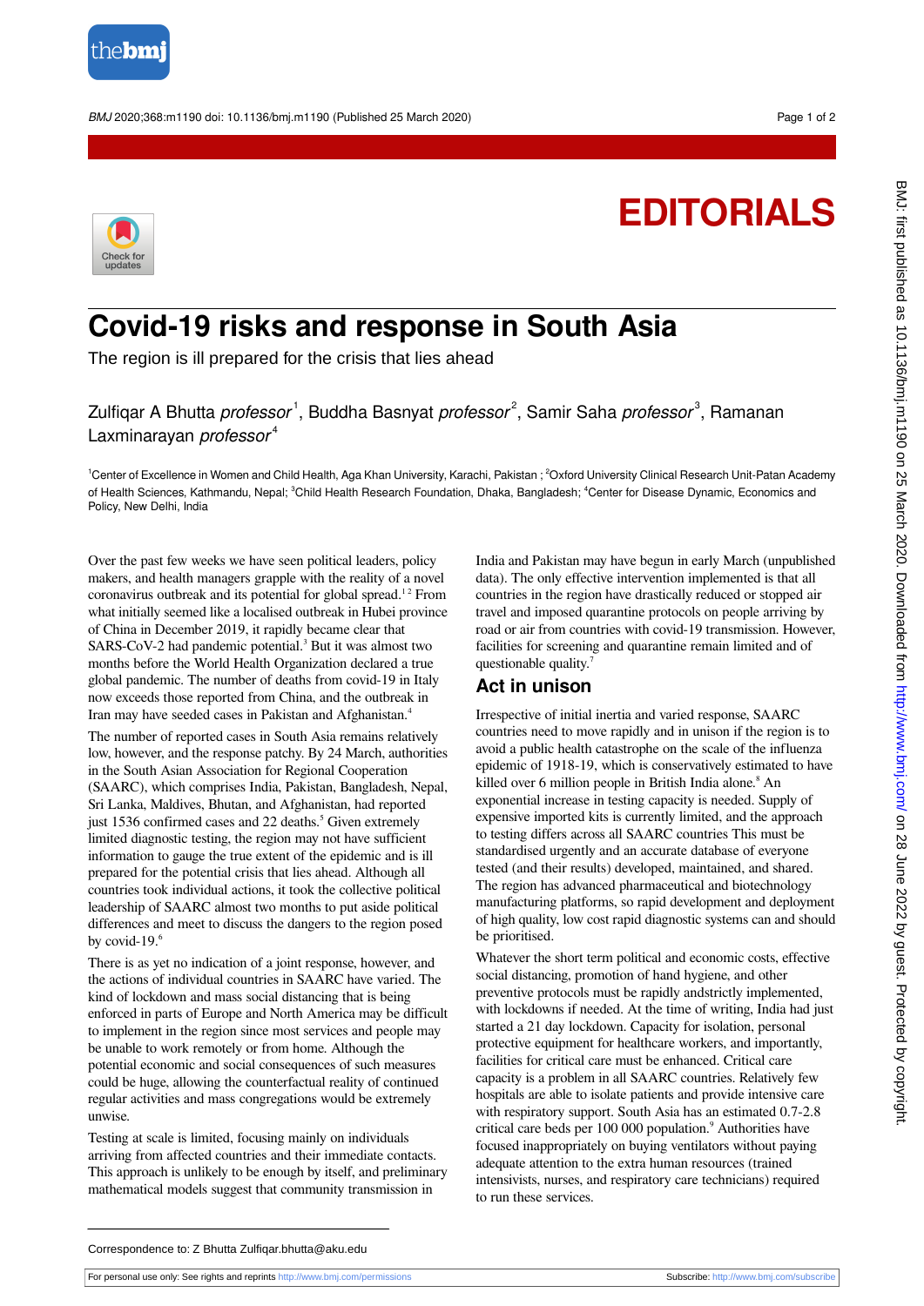EDITORIALS

# Covid-19 risks and response in South Asia

The region is ill prepared for the crisis that lies ahead

Zulfiqar A Bhutta *professor*[1], Buddha Basnyat *professor*[2], Samir Saha *professor*[3], Ramanan Laxminarayan *professor*[4]

[1]Center of Excellence in Women and Child Health, Aga Khan University, Karachi, Pakistan ; [2]Oxford University Clinical Research Unit-Patan Academy of Health Sciences, Kathmandu, Nepal; [3]Child Health Research Foundation, Dhaka, Bangladesh; [4]Center for Disease Dynamic, Economics and Policy, New Delhi, India

Over the past few weeks we have seen political leaders, policy makers, and health managers grapple with the reality of a novel coronavirus outbreak and its potential for global spread.[1 2] From what initially seemed like a localised outbreak in Hubei province of China in December 2019, it rapidly became clear that SARS-CoV-2 had pandemic potential.[3] But it was almost two months before the World Health Organization declared a true global pandemic. The number of deaths from covid-19 in Italy now exceeds those reported from China, and the outbreak in Iran may have seeded cases in Pakistan and Afghanistan.[4]

The number of reported cases in South Asia remains relatively low, however, and the response patchy. By 24 March, authorities in the South Asian Association for Regional Cooperation (SAARC), which comprises India, Pakistan, Bangladesh, Nepal, Sri Lanka, Maldives, Bhutan, and Afghanistan, had reported just 1536 confirmed cases and 22 deaths.[5] Given extremely limited diagnostic testing, the region may not have sufficient information to gauge the true extent of the epidemic and is ill prepared for the potential crisis that lies ahead. Although all countries took individual actions, it took the collective political leadership of SAARC almost two months to put aside political differences and meet to discuss the dangers to the region posed by covid-19.[6]

There is as yet no indication of a joint response, however, and the actions of individual countries in SAARC have varied. The kind of lockdown and mass social distancing that is being enforced in parts of Europe and North America may be difficult to implement in the region since most services and people may be unable to work remotely or from home. Although the potential economic and social consequences of such measures could be huge, allowing the counterfactual reality of continued regular activities and mass congregations would be extremely unwise.

Testing at scale is limited, focusing mainly on individuals arriving from affected countries and their immediate contacts. This approach is unlikely to be enough by itself, and preliminary mathematical models suggest that community transmission in India and Pakistan may have begun in early March (unpublished data). The only effective intervention implemented is that all countries in the region have drastically reduced or stopped air travel and imposed quarantine protocols on people arriving by road or air from countries with covid-19 transmission. However, facilities for screening and quarantine remain limited and of questionable quality.[7]

## Act in unison

Irrespective of initial inertia and varied response, SAARC countries need to move rapidly and in unison if the region is to avoid a public health catastrophe on the scale of the influenza epidemic of 1918-19, which is conservatively estimated to have killed over 6 million people in British India alone.[8] An exponential increase in testing capacity is needed. Supply of expensive imported kits is currently limited, and the approach to testing differs across all SAARC countries This must be standardised urgently and an accurate database of everyone tested (and their results) developed, maintained, and shared. The region has advanced pharmaceutical and biotechnology manufacturing platforms, so rapid development and deployment of high quality, low cost rapid diagnostic systems can and should be prioritised.

Whatever the short term political and economic costs, effective social distancing, promotion of hand hygiene, and other preventive protocols must be rapidly andstrictly implemented, with lockdowns if needed. At the time of writing, India had just started a 21 day lockdown. Capacity for isolation, personal protective equipment for healthcare workers, and importantly, facilities for critical care must be enhanced. Critical care capacity is a problem in all SAARC countries. Relatively few hospitals are able to isolate patients and provide intensive care with respiratory support. South Asia has an estimated 0.7-2.8 critical care beds per 100 000 population.[9] Authorities have focused inappropriately on buying ventilators without paying adequate attention to the extra human resources (trained intensivists, nurses, and respiratory care technicians) required to run these services.

Correspondence to: Z Bhutta Zulfiqar.bhutta@aku.edu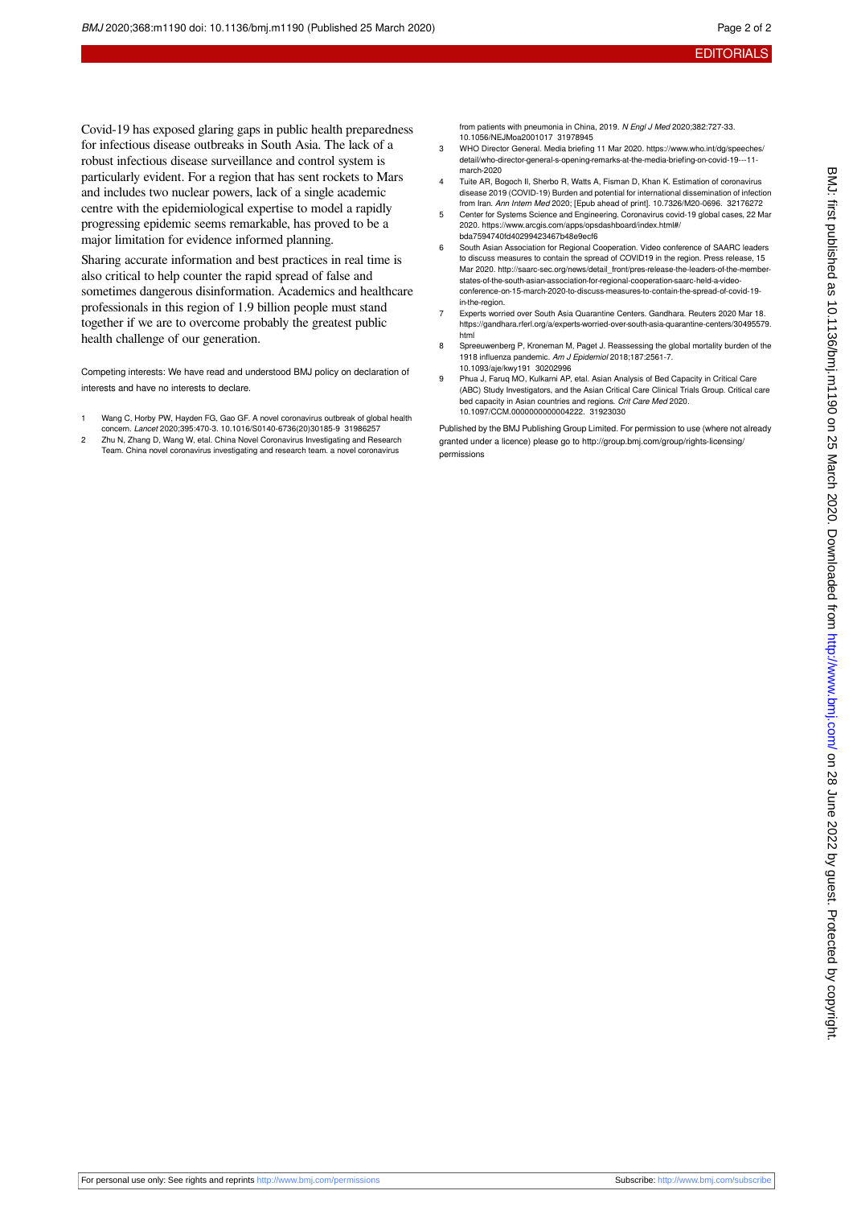Covid-19 has exposed glaring gaps in public health preparedness for infectious disease outbreaks in South Asia. The lack of a robust infectious disease surveillance and control system is particularly evident. For a region that has sent rockets to Mars and includes two nuclear powers, lack of a single academic centre with the epidemiological expertise to model a rapidly progressing epidemic seems remarkable, has proved to be a major limitation for evidence informed planning.

Sharing accurate information and best practices in real time is also critical to help counter the rapid spread of false and sometimes dangerous disinformation. Academics and healthcare professionals in this region of 1.9 billion people must stand together if we are to overcome probably the greatest public health challenge of our generation.

Competing interests: We have read and understood BMJ policy on declaration of interests and have no interests to declare.

1. Wang C, Horby PW, Hayden FG, Gao GF. A novel coronavirus outbreak of global health concern. *Lancet* 2020;395:470-3. 10.1016/S0140-6736(20)30185-9 31986257
2. Zhu N, Zhang D, Wang W, etal. China Novel Coronavirus Investigating and Research Team. China novel coronavirus investigating and research team. a novel coronavirus from patients with pneumonia in China, 2019. *N Engl J Med* 2020;382:727-33. 10.1056/NEJMoa2001017 31978945
3. WHO Director General. Media briefing 11 Mar 2020. https://www.who.int/dg/speeches/detail/who-director-general-s-opening-remarks-at-the-media-briefing-on-covid-19---11-march-2020
4. Tuite AR, Bogoch II, Sherbo R, Watts A, Fisman D, Khan K. Estimation of coronavirus disease 2019 (COVID-19) Burden and potential for international dissemination of infection from Iran. *Ann Intern Med* 2020; [Epub ahead of print]. 10.7326/M20-0696. 32176272
5. Center for Systems Science and Engineering. Coronavirus covid-19 global cases, 22 Mar 2020. https://www.arcgis.com/apps/opsdashboard/index.html#/bda7594740fd40299423467b48e9ecf6
6. South Asian Association for Regional Cooperation. Video conference of SAARC leaders to discuss measures to contain the spread of COVID19 in the region. Press release, 15 Mar 2020. http://saarc-sec.org/news/detail_front/pres-release-the-leaders-of-the-member-states-of-the-south-asian-association-for-regional-cooperation-saarc-held-a-video-conference-on-15-march-2020-to-discuss-measures-to-contain-the-spread-of-covid-19-in-the-region.
7. Experts worried over South Asia Quarantine Centers. Gandhara. Reuters 2020 Mar 18. https://gandhara.rferl.org/a/experts-worried-over-south-asia-quarantine-centers/30495579.html
8. Spreeuwenberg P, Kroneman M, Paget J. Reassessing the global mortality burden of the 1918 influenza pandemic. *Am J Epidemiol* 2018;187:2561-7. 10.1093/aje/kwy191 30202996
9. Phua J, Faruq MO, Kulkarni AP, etal. Asian Analysis of Bed Capacity in Critical Care (ABC) Study Investigators, and the Asian Critical Care Clinical Trials Group. Critical care bed capacity in Asian countries and regions. *Crit Care Med* 2020. 10.1097/CCM.0000000000004222. 31923030

Published by the BMJ Publishing Group Limited. For permission to use (where not already granted under a licence) please go to http://group.bmj.com/group/rights-licensing/permissions